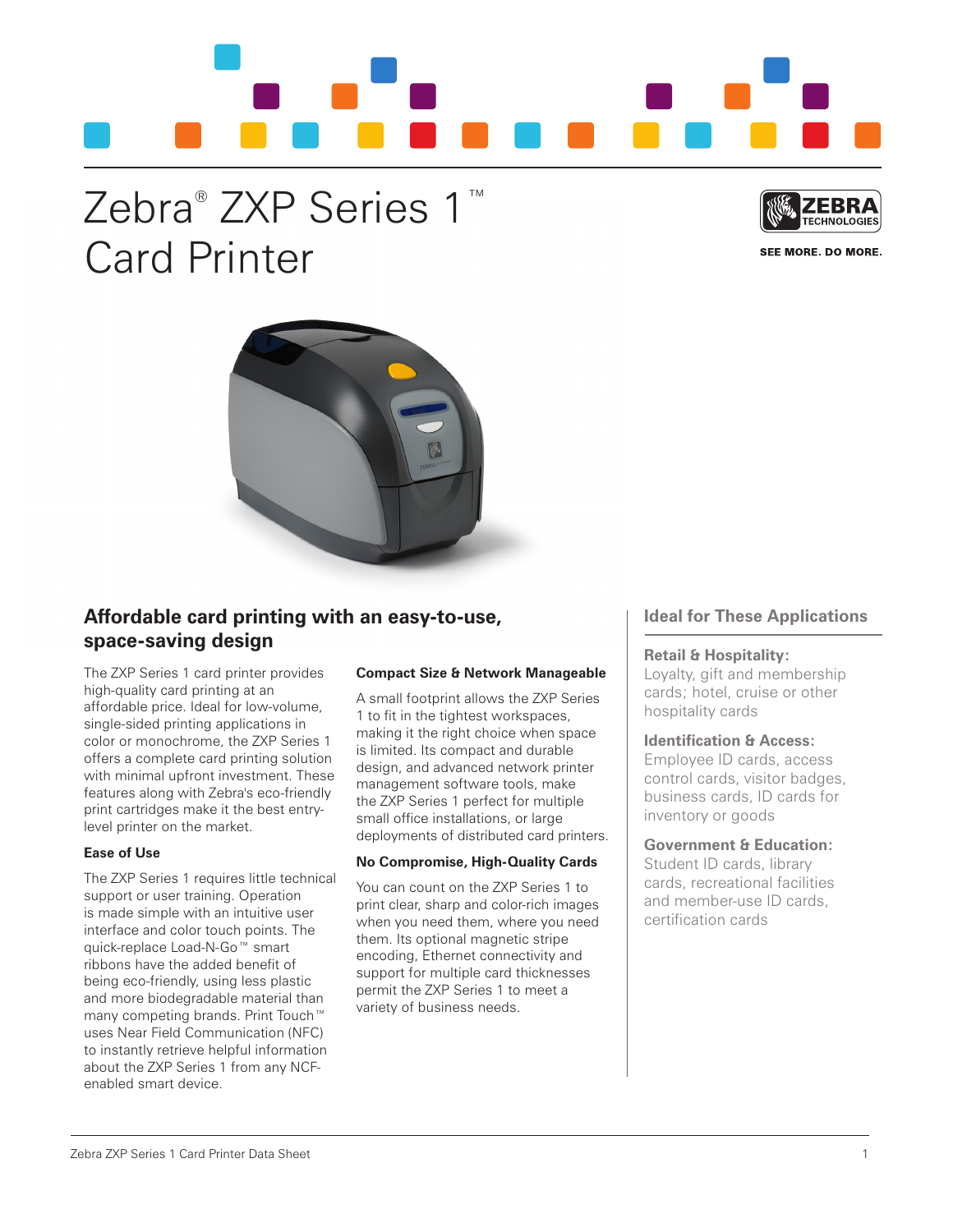# Zebra® ZXP Series 1™ Card Printer

SEE MORE. DO MORE.

## Affordable card printing with an easy-to-use, space-saving design

The ZXP Series 1 card printer provides high-quality card printing at an affordable price. Ideal for low-volume, single-sided printing applications in color or monochrome, the ZXP Series 1 offers a complete card printing solution with minimal upfront investment. These features along with Zebra's eco-friendly print cartridges make it the best entry-level printer on the market.

### Ease of Use

The ZXP Series 1 requires little technical support or user training. Operation is made simple with an intuitive user interface and color touch points. The quick-replace Load-N-Go™ smart ribbons have the added benefit of being eco-friendly, using less plastic and more biodegradable material than many competing brands. Print Touch™ uses Near Field Communication (NFC) to instantly retrieve helpful information about the ZXP Series 1 from any NCF-enabled smart device.

### Compact Size & Network Manageable

A small footprint allows the ZXP Series 1 to fit in the tightest workspaces, making it the right choice when space is limited. Its compact and durable design, and advanced network printer management software tools, make the ZXP Series 1 perfect for multiple small office installations, or large deployments of distributed card printers.

### No Compromise, High-Quality Cards

You can count on the ZXP Series 1 to print clear, sharp and color-rich images when you need them, where you need them. Its optional magnetic stripe encoding, Ethernet connectivity and support for multiple card thicknesses permit the ZXP Series 1 to meet a variety of business needs.

## Ideal for These Applications

**Retail & Hospitality:**
Loyalty, gift and membership cards; hotel, cruise or other hospitality cards

**Identification & Access:**
Employee ID cards, access control cards, visitor badges, business cards, ID cards for inventory or goods

**Government & Education:**
Student ID cards, library cards, recreational facilities and member-use ID cards, certification cards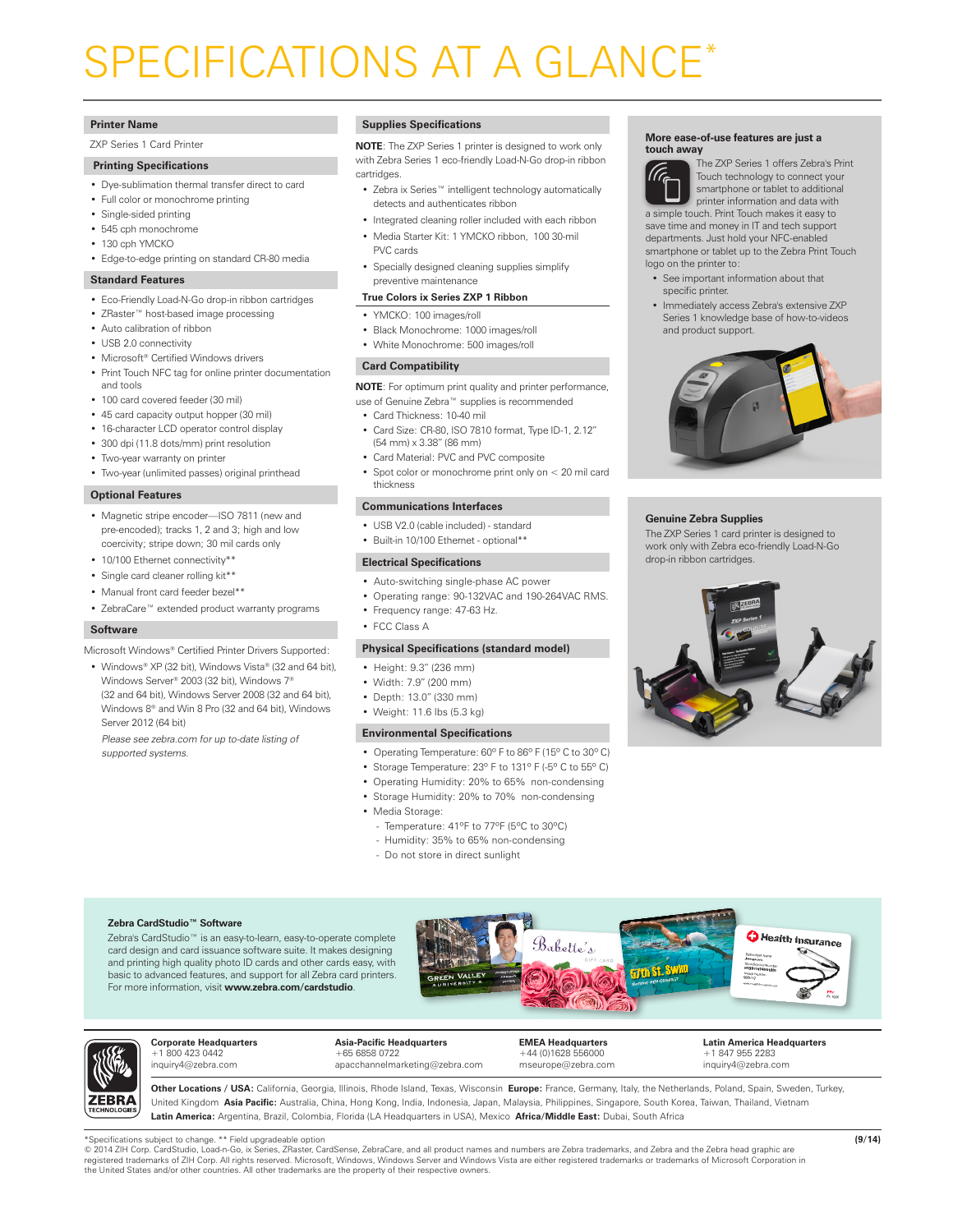# SPECIFICATIONS AT A GLANCE*

## Printer Name

ZXP Series 1 Card Printer

## Printing Specifications

- Dye-sublimation thermal transfer direct to card
- Full color or monochrome printing
- Single-sided printing
- 545 cph monochrome
- 130 cph YMCKO
- Edge-to-edge printing on standard CR-80 media

## Standard Features

- Eco-Friendly Load-N-Go drop-in ribbon cartridges
- ZRaster™ host-based image processing
- Auto calibration of ribbon
- USB 2.0 connectivity
- Microsoft® Certified Windows drivers
- Print Touch NFC tag for online printer documentation and tools
- 100 card covered feeder (30 mil)
- 45 card capacity output hopper (30 mil)
- 16-character LCD operator control display
- 300 dpi (11.8 dots/mm) print resolution
- Two-year warranty on printer
- Two-year (unlimited passes) original printhead

## Optional Features

- Magnetic stripe encoder—ISO 7811 (new and pre-encoded); tracks 1, 2 and 3; high and low coercivity; stripe down; 30 mil cards only
- 10/100 Ethernet connectivity**
- Single card cleaner rolling kit**
- Manual front card feeder bezel**
- ZebraCare™ extended product warranty programs

## Software

Microsoft Windows® Certified Printer Drivers Supported:

- Windows® XP (32 bit), Windows Vista® (32 and 64 bit), Windows Server® 2003 (32 bit), Windows 7® (32 and 64 bit), Windows Server 2008 (32 and 64 bit), Windows 8® and Win 8 Pro (32 and 64 bit), Windows Server 2012 (64 bit)

  *Please see zebra.com for up to-date listing of supported systems.*

## Supplies Specifications

**NOTE**: The ZXP Series 1 printer is designed to work only with Zebra Series 1 eco-friendly Load-N-Go drop-in ribbon cartridges.

- Zebra ix Series™ intelligent technology automatically detects and authenticates ribbon
- Integrated cleaning roller included with each ribbon
- Media Starter Kit: 1 YMCKO ribbon, 100 30-mil PVC cards
- Specially designed cleaning supplies simplify preventive maintenance

### True Colors ix Series ZXP 1 Ribbon

- YMCKO: 100 images/roll
- Black Monochrome: 1000 images/roll
- White Monochrome: 500 images/roll

## Card Compatibility

**NOTE**: For optimum print quality and printer performance, use of Genuine Zebra™ supplies is recommended

- Card Thickness: 10-40 mil
- Card Size: CR-80, ISO 7810 format, Type ID-1, 2.12" (54 mm) x 3.38" (86 mm)
- Card Material: PVC and PVC composite
- Spot color or monochrome print only on < 20 mil card thickness

## Communications Interfaces

- USB V2.0 (cable included) - standard
- Built-in 10/100 Ethernet - optional**

## Electrical Specifications

- Auto-switching single-phase AC power
- Operating range: 90-132VAC and 190-264VAC RMS.
- Frequency range: 47-63 Hz.
- FCC Class A

## Physical Specifications (standard model)

- Height: 9.3" (236 mm)
- Width: 7.9" (200 mm)
- Depth: 13.0" (330 mm)
- Weight: 11.6 lbs (5.3 kg)

## Environmental Specifications

- Operating Temperature: 60º F to 86º F (15º C to 30º C)
- Storage Temperature: 23º F to 131º F (-5º C to 55º C)
- Operating Humidity: 20% to 65% non-condensing
- Storage Humidity: 20% to 70% non-condensing
- Media Storage:
  - Temperature: 41ºF to 77ºF (5ºC to 30ºC)
  - Humidity: 35% to 65% non-condensing
  - Do not store in direct sunlight

### More ease-of-use features are just a touch away

The ZXP Series 1 offers Zebra's Print Touch technology to connect your smartphone or tablet to additional printer information and data with a simple touch. Print Touch makes it easy to save time and money in IT and tech support departments. Just hold your NFC-enabled smartphone or tablet up to the Zebra Print Touch logo on the printer to:

- See important information about that specific printer.
- Immediately access Zebra's extensive ZXP Series 1 knowledge base of how-to-videos and product support.

### Genuine Zebra Supplies

The ZXP Series 1 card printer is designed to work only with Zebra eco-friendly Load-N-Go drop-in ribbon cartridges.

### Zebra CardStudio™ Software

Zebra's CardStudio™ is an easy-to-learn, easy-to-operate complete card design and card issuance software suite. It makes designing and printing high quality photo ID cards and other cards easy, with basic to advanced features, and support for all Zebra card printers. For more information, visit **www.zebra.com/cardstudio**.

**Corporate Headquarters**
+1 800 423 0442
inquiry4@zebra.com

**Asia-Pacific Headquarters**
+65 6858 0722
apacchannelmarketing@zebra.com

**EMEA Headquarters**
+44 (0)1628 556000
mseurope@zebra.com

**Latin America Headquarters**
+1 847 955 2283
inquiry4@zebra.com

**Other Locations / USA:** California, Georgia, Illinois, Rhode Island, Texas, Wisconsin **Europe:** France, Germany, Italy, the Netherlands, Poland, Spain, Sweden, Turkey, United Kingdom **Asia Pacific:** Australia, China, Hong Kong, India, Indonesia, Japan, Malaysia, Philippines, Singapore, South Korea, Taiwan, Thailand, Vietnam **Latin America:** Argentina, Brazil, Colombia, Florida (LA Headquarters in USA), Mexico **Africa/Middle East:** Dubai, South Africa

*Specifications subject to change. ** Field upgradeable option

© 2014 ZIH Corp. CardStudio, Load-n-Go, ix Series, ZRaster, CardSense, ZebraCare, and all product names and numbers are Zebra trademarks, and Zebra and the Zebra head graphic are registered trademarks of ZIH Corp. All rights reserved. Microsoft, Windows, Windows Server and Windows Vista are either registered trademarks or trademarks of Microsoft Corporation in the United States and/or other countries. All other trademarks are the property of their respective owners.

(9/14)